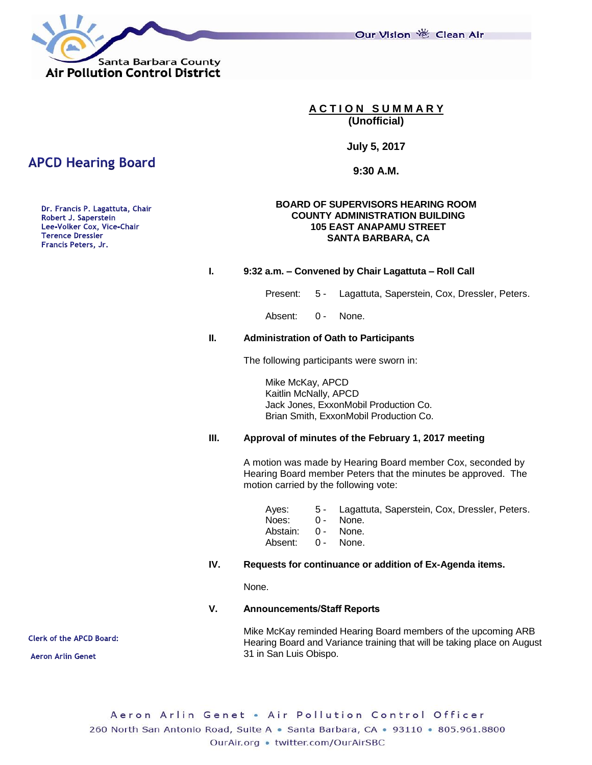Santa Barbara County
Air Pollution Control District

Our Vision Clean Air

# ACTION SUMMARY
**(Unofficial)**

**July 5, 2017**

**9:30 A.M.**

## APCD Hearing Board

Dr. Francis P. Lagattuta, Chair
Robert J. Saperstein
Lee-Volker Cox, Vice-Chair
Terence Dressler
Francis Peters, Jr.

**BOARD OF SUPERVISORS HEARING ROOM**
**COUNTY ADMINISTRATION BUILDING**
**105 EAST ANAPAMU STREET**
**SANTA BARBARA, CA**

**I. 9:32 a.m. – Convened by Chair Lagattuta – Roll Call**

Present: 5 - Lagattuta, Saperstein, Cox, Dressler, Peters.

Absent: 0 - None.

**II. Administration of Oath to Participants**

The following participants were sworn in:

Mike McKay, APCD
Kaitlin McNally, APCD
Jack Jones, ExxonMobil Production Co.
Brian Smith, ExxonMobil Production Co.

**III. Approval of minutes of the February 1, 2017 meeting**

A motion was made by Hearing Board member Cox, seconded by Hearing Board member Peters that the minutes be approved. The motion carried by the following vote:

Ayes: 5 - Lagattuta, Saperstein, Cox, Dressler, Peters.
Noes: 0 - None.
Abstain: 0 - None.
Absent: 0 - None.

**IV. Requests for continuance or addition of Ex-Agenda items.**

None.

**V. Announcements/Staff Reports**

Mike McKay reminded Hearing Board members of the upcoming ARB Hearing Board and Variance training that will be taking place on August 31 in San Luis Obispo.

Clerk of the APCD Board:

Aeron Arlin Genet

Aeron Arlin Genet • Air Pollution Control Officer
260 North San Antonio Road, Suite A • Santa Barbara, CA • 93110 • 805.961.8800
OurAir.org • twitter.com/OurAirSBC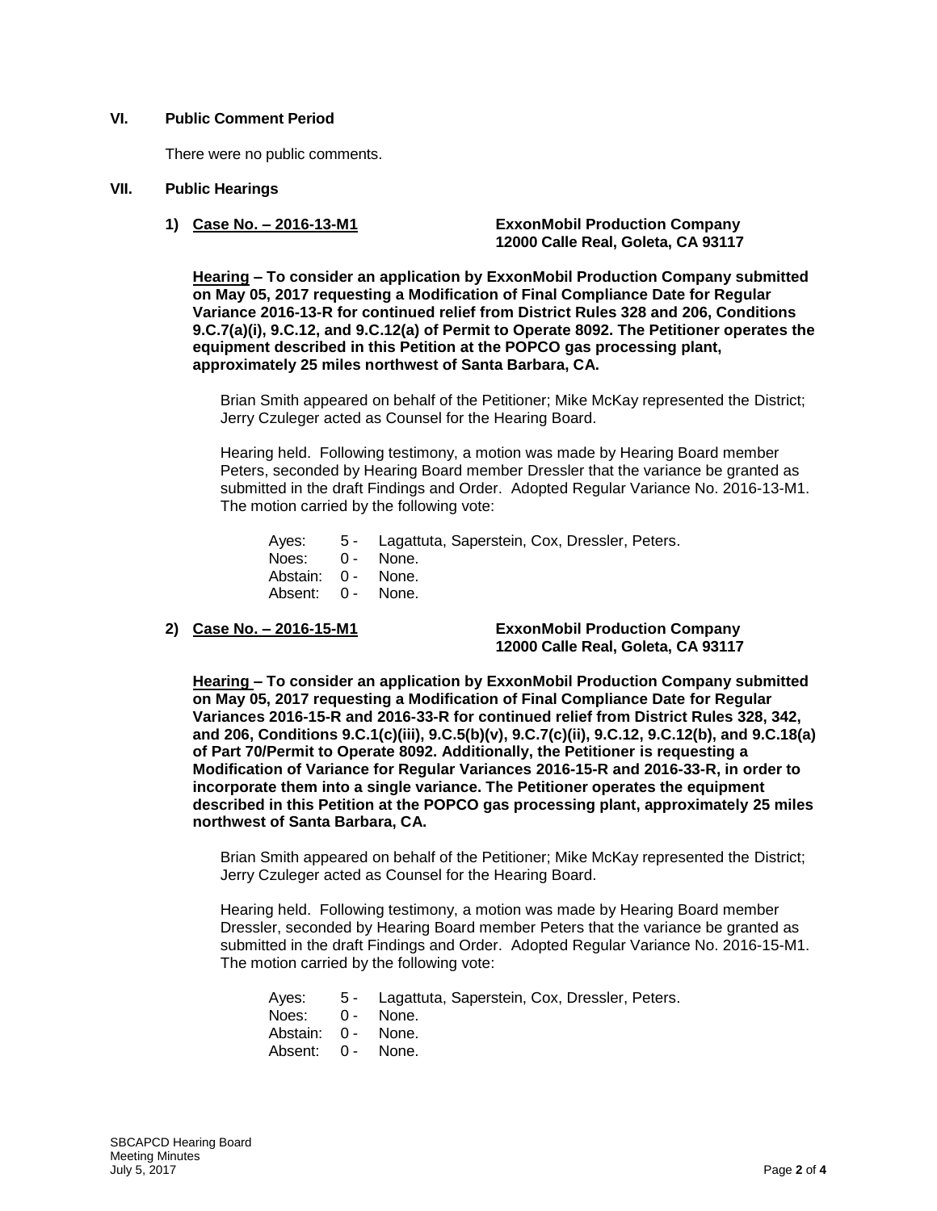## VI. Public Comment Period

There were no public comments.

## VII. Public Hearings

**1) Case No. – 2016-13-M1** — **ExxonMobil Production Company, 12000 Calle Real, Goleta, CA 93117**

**Hearing – To consider an application by ExxonMobil Production Company submitted on May 05, 2017 requesting a Modification of Final Compliance Date for Regular Variance 2016-13-R for continued relief from District Rules 328 and 206, Conditions 9.C.7(a)(i), 9.C.12, and 9.C.12(a) of Permit to Operate 8092. The Petitioner operates the equipment described in this Petition at the POPCO gas processing plant, approximately 25 miles northwest of Santa Barbara, CA.**

Brian Smith appeared on behalf of the Petitioner; Mike McKay represented the District; Jerry Czuleger acted as Counsel for the Hearing Board.

Hearing held. Following testimony, a motion was made by Hearing Board member Peters, seconded by Hearing Board member Dressler that the variance be granted as submitted in the draft Findings and Order. Adopted Regular Variance No. 2016-13-M1. The motion carried by the following vote:

Ayes: 5 - Lagattuta, Saperstein, Cox, Dressler, Peters.
Noes: 0 - None.
Abstain: 0 - None.
Absent: 0 - None.

**2) Case No. – 2016-15-M1** — **ExxonMobil Production Company, 12000 Calle Real, Goleta, CA 93117**

**Hearing – To consider an application by ExxonMobil Production Company submitted on May 05, 2017 requesting a Modification of Final Compliance Date for Regular Variances 2016-15-R and 2016-33-R for continued relief from District Rules 328, 342, and 206, Conditions 9.C.1(c)(iii), 9.C.5(b)(v), 9.C.7(c)(ii), 9.C.12, 9.C.12(b), and 9.C.18(a) of Part 70/Permit to Operate 8092. Additionally, the Petitioner is requesting a Modification of Variance for Regular Variances 2016-15-R and 2016-33-R, in order to incorporate them into a single variance. The Petitioner operates the equipment described in this Petition at the POPCO gas processing plant, approximately 25 miles northwest of Santa Barbara, CA.**

Brian Smith appeared on behalf of the Petitioner; Mike McKay represented the District; Jerry Czuleger acted as Counsel for the Hearing Board.

Hearing held. Following testimony, a motion was made by Hearing Board member Dressler, seconded by Hearing Board member Peters that the variance be granted as submitted in the draft Findings and Order. Adopted Regular Variance No. 2016-15-M1. The motion carried by the following vote:

Ayes: 5 - Lagattuta, Saperstein, Cox, Dressler, Peters.
Noes: 0 - None.
Abstain: 0 - None.
Absent: 0 - None.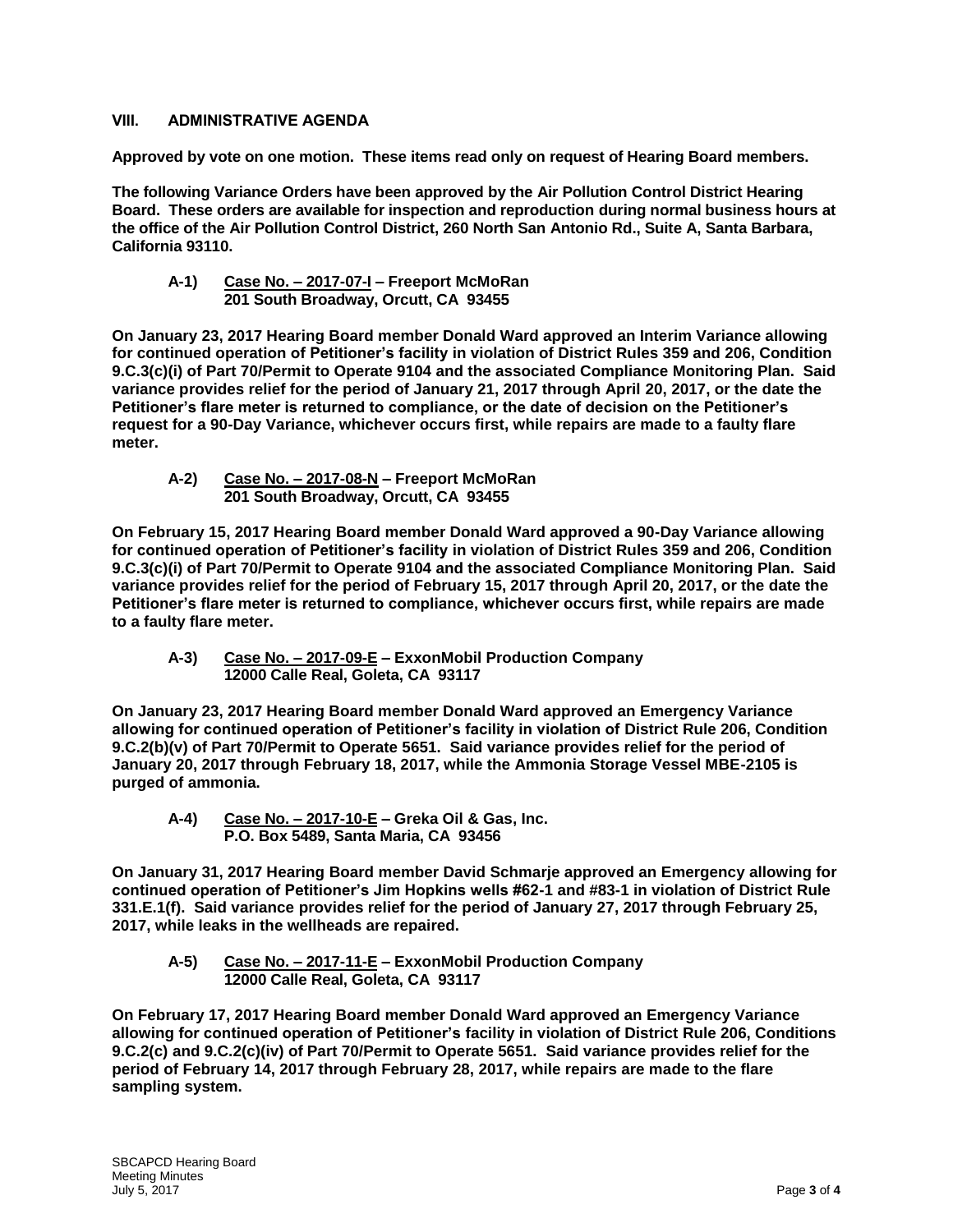## VIII. ADMINISTRATIVE AGENDA

**Approved by vote on one motion. These items read only on request of Hearing Board members.**

**The following Variance Orders have been approved by the Air Pollution Control District Hearing Board. These orders are available for inspection and reproduction during normal business hours at the office of the Air Pollution Control District, 260 North San Antonio Rd., Suite A, Santa Barbara, California 93110.**

**A-1) <u>Case No. – 2017-07-I</u> – Freeport McMoRan**
**201 South Broadway, Orcutt, CA 93455**

**On January 23, 2017 Hearing Board member Donald Ward approved an Interim Variance allowing for continued operation of Petitioner's facility in violation of District Rules 359 and 206, Condition 9.C.3(c)(i) of Part 70/Permit to Operate 9104 and the associated Compliance Monitoring Plan. Said variance provides relief for the period of January 21, 2017 through April 20, 2017, or the date the Petitioner's flare meter is returned to compliance, or the date of decision on the Petitioner's request for a 90-Day Variance, whichever occurs first, while repairs are made to a faulty flare meter.**

**A-2) <u>Case No. – 2017-08-N</u> – Freeport McMoRan**
**201 South Broadway, Orcutt, CA 93455**

**On February 15, 2017 Hearing Board member Donald Ward approved a 90-Day Variance allowing for continued operation of Petitioner's facility in violation of District Rules 359 and 206, Condition 9.C.3(c)(i) of Part 70/Permit to Operate 9104 and the associated Compliance Monitoring Plan. Said variance provides relief for the period of February 15, 2017 through April 20, 2017, or the date the Petitioner's flare meter is returned to compliance, whichever occurs first, while repairs are made to a faulty flare meter.**

**A-3) <u>Case No. – 2017-09-E</u> – ExxonMobil Production Company**
**12000 Calle Real, Goleta, CA 93117**

**On January 23, 2017 Hearing Board member Donald Ward approved an Emergency Variance allowing for continued operation of Petitioner's facility in violation of District Rule 206, Condition 9.C.2(b)(v) of Part 70/Permit to Operate 5651. Said variance provides relief for the period of January 20, 2017 through February 18, 2017, while the Ammonia Storage Vessel MBE-2105 is purged of ammonia.**

**A-4) <u>Case No. – 2017-10-E</u> – Greka Oil & Gas, Inc.**
**P.O. Box 5489, Santa Maria, CA 93456**

**On January 31, 2017 Hearing Board member David Schmarje approved an Emergency allowing for continued operation of Petitioner's Jim Hopkins wells #62-1 and #83-1 in violation of District Rule 331.E.1(f). Said variance provides relief for the period of January 27, 2017 through February 25, 2017, while leaks in the wellheads are repaired.**

**A-5) <u>Case No. – 2017-11-E</u> – ExxonMobil Production Company**
**12000 Calle Real, Goleta, CA 93117**

**On February 17, 2017 Hearing Board member Donald Ward approved an Emergency Variance allowing for continued operation of Petitioner's facility in violation of District Rule 206, Conditions 9.C.2(c) and 9.C.2(c)(iv) of Part 70/Permit to Operate 5651. Said variance provides relief for the period of February 14, 2017 through February 28, 2017, while repairs are made to the flare sampling system.**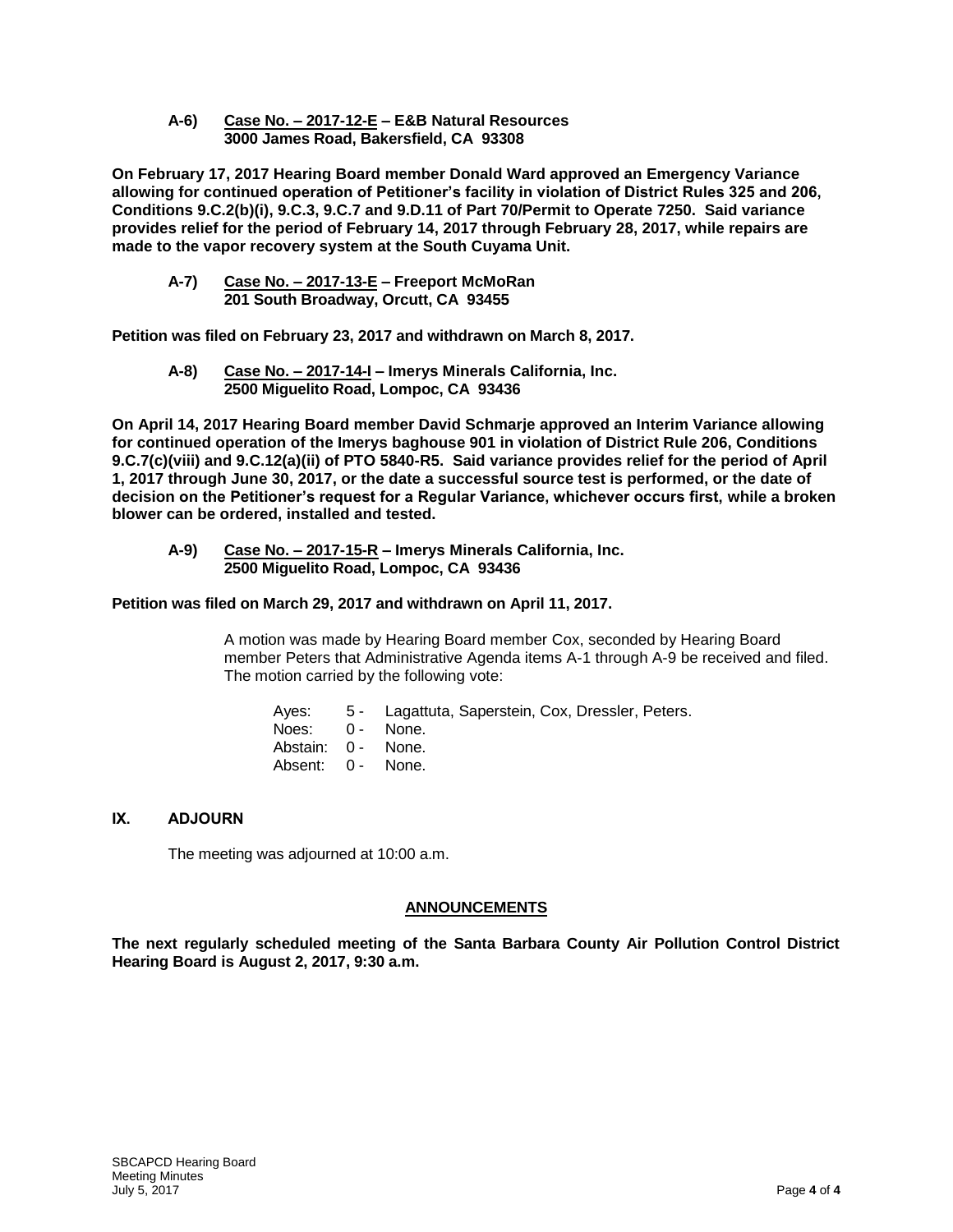**A-6) Case No. – 2017-12-E – E&B Natural Resources**
**3000 James Road, Bakersfield, CA 93308**

**On February 17, 2017 Hearing Board member Donald Ward approved an Emergency Variance allowing for continued operation of Petitioner's facility in violation of District Rules 325 and 206, Conditions 9.C.2(b)(i), 9.C.3, 9.C.7 and 9.D.11 of Part 70/Permit to Operate 7250. Said variance provides relief for the period of February 14, 2017 through February 28, 2017, while repairs are made to the vapor recovery system at the South Cuyama Unit.**

**A-7) Case No. – 2017-13-E – Freeport McMoRan**
**201 South Broadway, Orcutt, CA 93455**

**Petition was filed on February 23, 2017 and withdrawn on March 8, 2017.**

**A-8) Case No. – 2017-14-I – Imerys Minerals California, Inc.**
**2500 Miguelito Road, Lompoc, CA 93436**

**On April 14, 2017 Hearing Board member David Schmarje approved an Interim Variance allowing for continued operation of the Imerys baghouse 901 in violation of District Rule 206, Conditions 9.C.7(c)(viii) and 9.C.12(a)(ii) of PTO 5840-R5. Said variance provides relief for the period of April 1, 2017 through June 30, 2017, or the date a successful source test is performed, or the date of decision on the Petitioner's request for a Regular Variance, whichever occurs first, while a broken blower can be ordered, installed and tested.**

**A-9) Case No. – 2017-15-R – Imerys Minerals California, Inc.**
**2500 Miguelito Road, Lompoc, CA 93436**

**Petition was filed on March 29, 2017 and withdrawn on April 11, 2017.**

A motion was made by Hearing Board member Cox, seconded by Hearing Board member Peters that Administrative Agenda items A-1 through A-9 be received and filed. The motion carried by the following vote:

Ayes: 5 - Lagattuta, Saperstein, Cox, Dressler, Peters.
Noes: 0 - None.
Abstain: 0 - None.
Absent: 0 - None.

## IX. ADJOURN

The meeting was adjourned at 10:00 a.m.

## ANNOUNCEMENTS

**The next regularly scheduled meeting of the Santa Barbara County Air Pollution Control District Hearing Board is August 2, 2017, 9:30 a.m.**